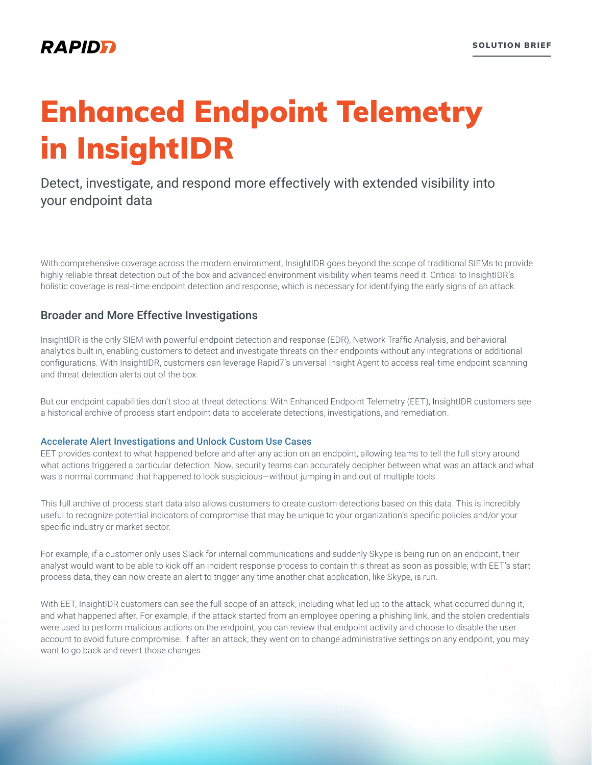RAPID7

SOLUTION BRIEF

# Enhanced Endpoint Telemetry in InsightIDR

Detect, investigate, and respond more effectively with extended visibility into your endpoint data

With comprehensive coverage across the modern environment, InsightIDR goes beyond the scope of traditional SIEMs to provide highly reliable threat detection out of the box and advanced environment visibility when teams need it. Critical to InsightIDR's holistic coverage is real-time endpoint detection and response, which is necessary for identifying the early signs of an attack.

## Broader and More Effective Investigations

InsightIDR is the only SIEM with powerful endpoint detection and response (EDR), Network Traffic Analysis, and behavioral analytics built in, enabling customers to detect and investigate threats on their endpoints without any integrations or additional configurations. With InsightIDR, customers can leverage Rapid7's universal Insight Agent to access real-time endpoint scanning and threat detection alerts out of the box.

But our endpoint capabilities don't stop at threat detections: With Enhanced Endpoint Telemetry (EET), InsightIDR customers see a historical archive of process start endpoint data to accelerate detections, investigations, and remediation.

### Accelerate Alert Investigations and Unlock Custom Use Cases

EET provides context to what happened before and after any action on an endpoint, allowing teams to tell the full story around what actions triggered a particular detection. Now, security teams can accurately decipher between what was an attack and what was a normal command that happened to look suspicious—without jumping in and out of multiple tools.

This full archive of process start data also allows customers to create custom detections based on this data. This is incredibly useful to recognize potential indicators of compromise that may be unique to your organization's specific policies and/or your specific industry or market sector.

For example, if a customer only uses Slack for internal communications and suddenly Skype is being run on an endpoint, their analyst would want to be able to kick off an incident response process to contain this threat as soon as possible; with EET's start process data, they can now create an alert to trigger any time another chat application, like Skype, is run.

With EET, InsightIDR customers can see the full scope of an attack, including what led up to the attack, what occurred during it, and what happened after. For example, if the attack started from an employee opening a phishing link, and the stolen credentials were used to perform malicious actions on the endpoint, you can review that endpoint activity and choose to disable the user account to avoid future compromise. If after an attack, they went on to change administrative settings on any endpoint, you may want to go back and revert those changes.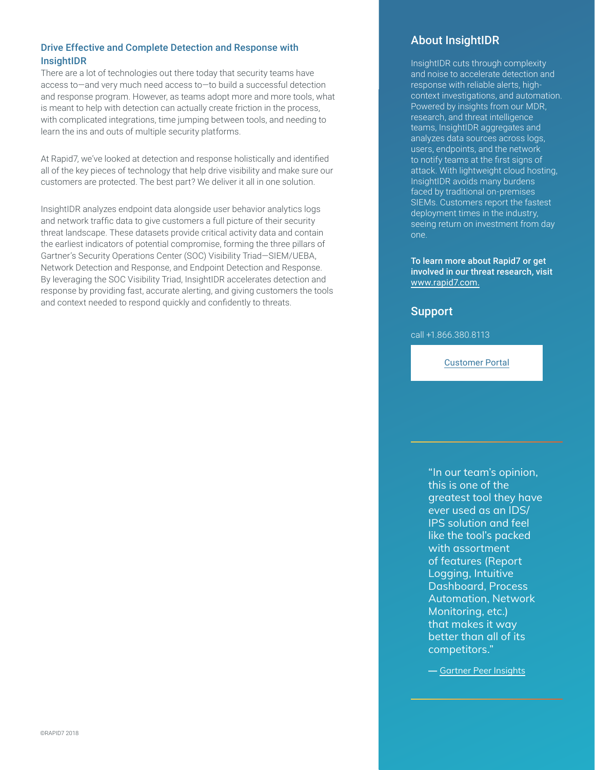## Drive Effective and Complete Detection and Response with InsightIDR

There are a lot of technologies out there today that security teams have access to—and very much need access to—to build a successful detection and response program. However, as teams adopt more and more tools, what is meant to help with detection can actually create friction in the process, with complicated integrations, time jumping between tools, and needing to learn the ins and outs of multiple security platforms.

At Rapid7, we've looked at detection and response holistically and identified all of the key pieces of technology that help drive visibility and make sure our customers are protected. The best part? We deliver it all in one solution.

InsightIDR analyzes endpoint data alongside user behavior analytics logs and network traffic data to give customers a full picture of their security threat landscape. These datasets provide critical activity data and contain the earliest indicators of potential compromise, forming the three pillars of Gartner's Security Operations Center (SOC) Visibility Triad—SIEM/UEBA, Network Detection and Response, and Endpoint Detection and Response. By leveraging the SOC Visibility Triad, InsightIDR accelerates detection and response by providing fast, accurate alerting, and giving customers the tools and context needed to respond quickly and confidently to threats.

©RAPID7 2018

## About InsightIDR

InsightIDR cuts through complexity and noise to accelerate detection and response with reliable alerts, high-context investigations, and automation. Powered by insights from our MDR, research, and threat intelligence teams, InsightIDR aggregates and analyzes data sources across logs, users, endpoints, and the network to notify teams at the first signs of attack. With lightweight cloud hosting, InsightIDR avoids many burdens faced by traditional on-premises SIEMs. Customers report the fastest deployment times in the industry, seeing return on investment from day one.

**To learn more about Rapid7 or get involved in our threat research, visit** www.rapid7.com.

## Support

call +1.866.380.8113

Customer Portal

"In our team's opinion, this is one of the greatest tool they have ever used as an IDS/IPS solution and feel like the tool's packed with assortment of features (Report Logging, Intuitive Dashboard, Process Automation, Network Monitoring, etc.) that makes it way better than all of its competitors."

**—** Gartner Peer Insights